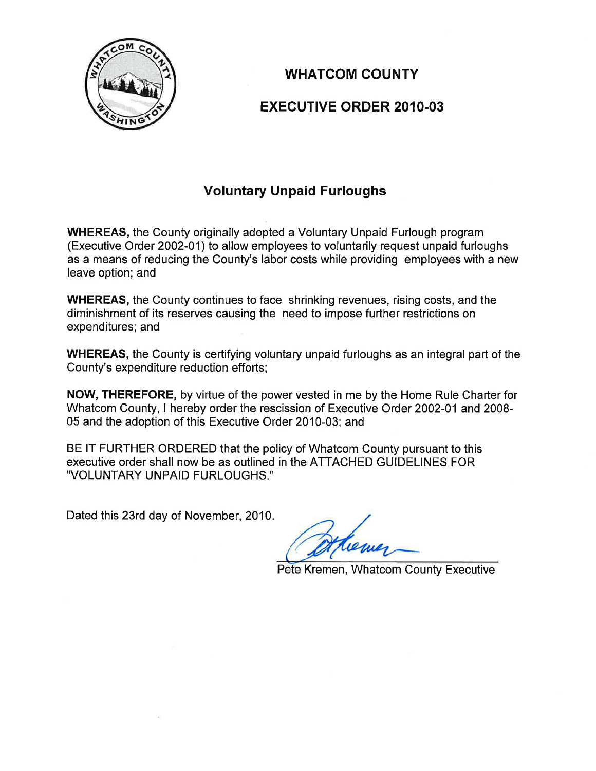# WHATCOM COUNTY

## EXECUTIVE ORDER 2010-03

### Voluntary Unpaid Furloughs

**WHEREAS,** the County originally adopted a Voluntary Unpaid Furlough program (Executive Order 2002-01) to allow employees to voluntarily request unpaid furloughs as a means of reducing the County's labor costs while providing employees with a new leave option; and

**WHEREAS,** the County continues to face shrinking revenues, rising costs, and the diminishment of its reserves causing the need to impose further restrictions on expenditures; and

**WHEREAS,** the County is certifying voluntary unpaid furloughs as an integral part of the County's expenditure reduction efforts;

**NOW, THEREFORE,** by virtue of the power vested in me by the Home Rule Charter for Whatcom County, I hereby order the rescission of Executive Order 2002-01 and 2008-05 and the adoption of this Executive Order 2010-03; and

BE IT FURTHER ORDERED that the policy of Whatcom County pursuant to this executive order shall now be as outlined in the ATTACHED GUIDELINES FOR "VOLUNTARY UNPAID FURLOUGHS."

Dated this 23rd day of November, 2010.

Pete Kremen, Whatcom County Executive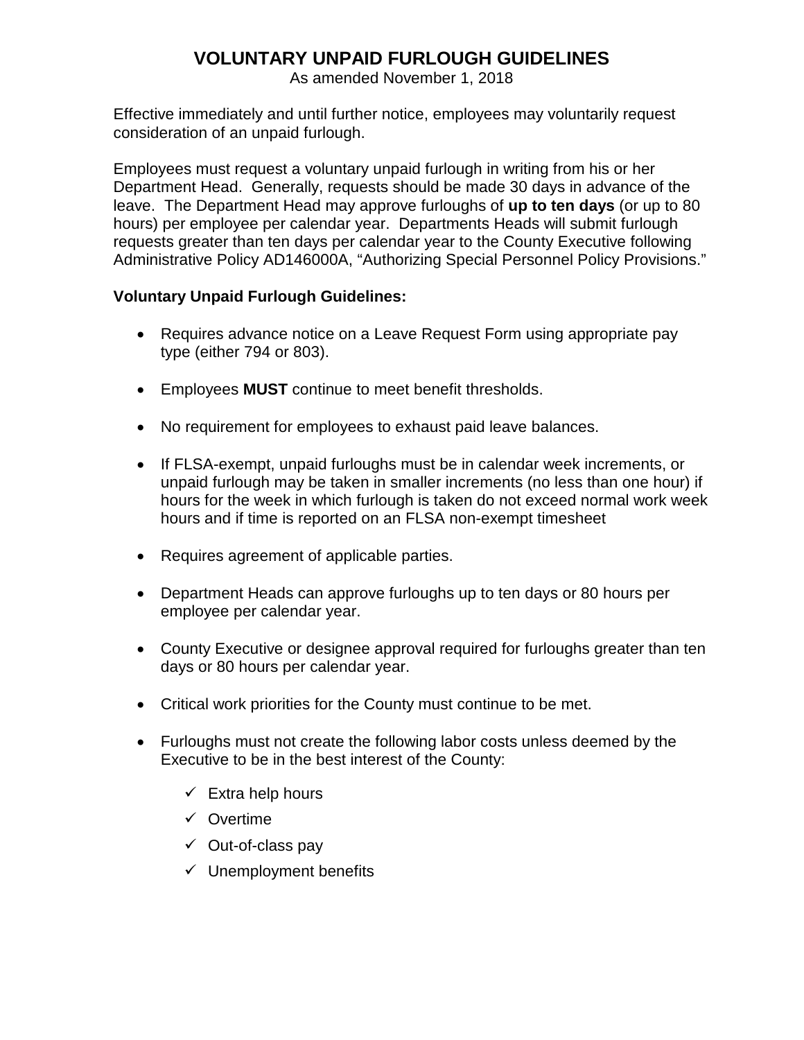# VOLUNTARY UNPAID FURLOUGH GUIDELINES

As amended November 1, 2018

Effective immediately and until further notice, employees may voluntarily request consideration of an unpaid furlough.

Employees must request a voluntary unpaid furlough in writing from his or her Department Head. Generally, requests should be made 30 days in advance of the leave. The Department Head may approve furloughs of **up to ten days** (or up to 80 hours) per employee per calendar year. Departments Heads will submit furlough requests greater than ten days per calendar year to the County Executive following Administrative Policy AD146000A, "Authorizing Special Personnel Policy Provisions."

**Voluntary Unpaid Furlough Guidelines:**

- Requires advance notice on a Leave Request Form using appropriate pay type (either 794 or 803).
- Employees **MUST** continue to meet benefit thresholds.
- No requirement for employees to exhaust paid leave balances.
- If FLSA-exempt, unpaid furloughs must be in calendar week increments, or unpaid furlough may be taken in smaller increments (no less than one hour) if hours for the week in which furlough is taken do not exceed normal work week hours and if time is reported on an FLSA non-exempt timesheet
- Requires agreement of applicable parties.
- Department Heads can approve furloughs up to ten days or 80 hours per employee per calendar year.
- County Executive or designee approval required for furloughs greater than ten days or 80 hours per calendar year.
- Critical work priorities for the County must continue to be met.
- Furloughs must not create the following labor costs unless deemed by the Executive to be in the best interest of the County:
  - ✓ Extra help hours
  - ✓ Overtime
  - ✓ Out-of-class pay
  - ✓ Unemployment benefits